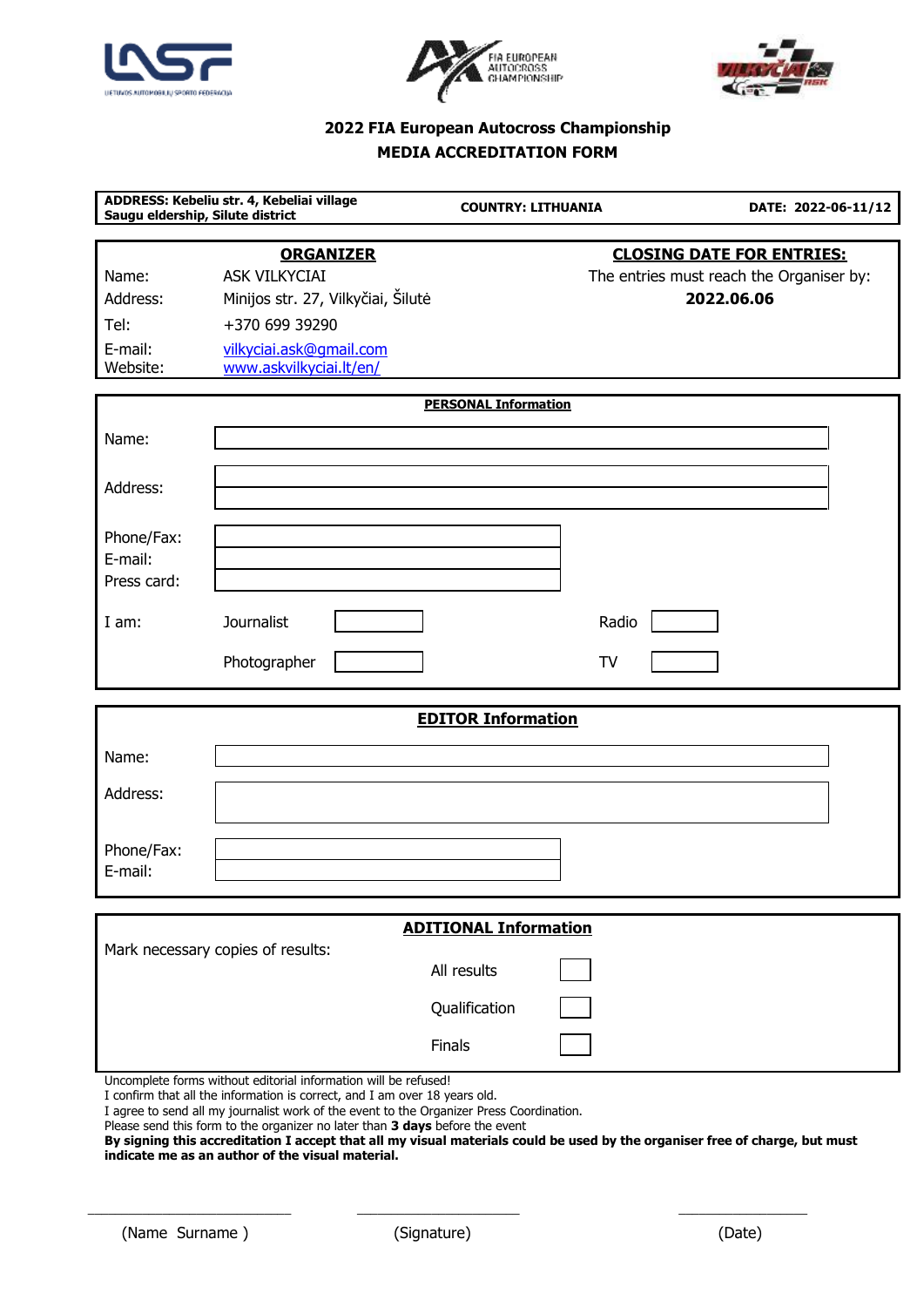## 2022 FIA European Autocross Championship
## MEDIA ACCREDITATION FORM

| ADDRESS: Kebeliu str. 4, Kebeliai village Saugu eldership, Silute district | COUNTRY: LITHUANIA | DATE: 2022-06-11/12 |
|---|---|---|

| ORGANIZER | | CLOSING DATE FOR ENTRIES: |
|---|---|---|
| Name: | ASK VILKYCIAI | The entries must reach the Organiser by: |
| Address: | Minijos str. 27, Vilkyčiai, Šilutė | **2022.06.06** |
| Tel: | +370 699 39290 | |
| E-mail: | vilkyciai.ask@gmail.com | |
| Website: | www.askvilkyciai.lt/en/ | |

### PERSONAL Information

Name: ______________________________

Address: ______________________________

Phone/Fax: ______________________________

E-mail: ______________________________

Press card: ______________________________

I am: Journalist ☐ Radio ☐

Photographer ☐ TV ☐

### EDITOR Information

Name: ______________________________

Address: ______________________________

Phone/Fax: ______________________________

E-mail: ______________________________

### ADITIONAL Information

Mark necessary copies of results:

All results ☐

Qualification ☐

Finals ☐

Uncomplete forms without editorial information will be refused!
I confirm that all the information is correct, and I am over 18 years old.
I agree to send all my journalist work of the event to the Organizer Press Coordination.
Please send this form to the organizer no later than **3 days** before the event
**By signing this accreditation I accept that all my visual materials could be used by the organiser free of charge, but must indicate me as an author of the visual material.**

______________________ ______________________ ______________________

(Name Surname ) (Signature) (Date)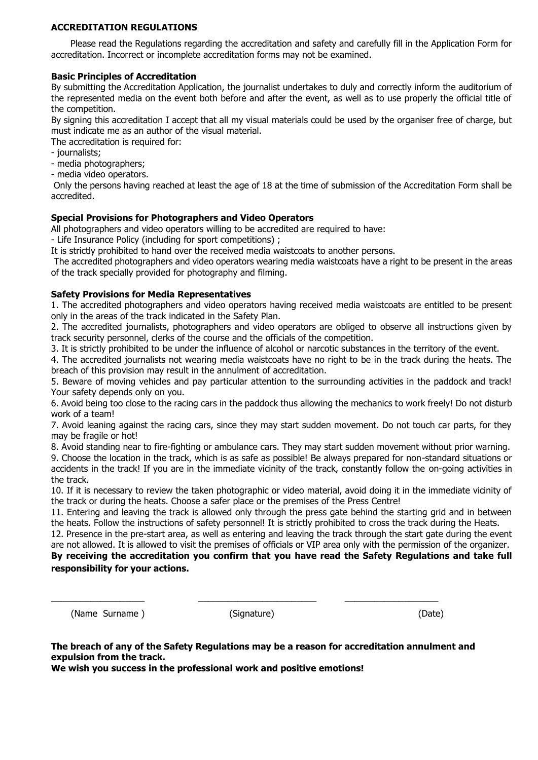## ACCREDITATION REGULATIONS

Please read the Regulations regarding the accreditation and safety and carefully fill in the Application Form for accreditation. Incorrect or incomplete accreditation forms may not be examined.

### Basic Principles of Accreditation

By submitting the Accreditation Application, the journalist undertakes to duly and correctly inform the auditorium of the represented media on the event both before and after the event, as well as to use properly the official title of the competition.

By signing this accreditation I accept that all my visual materials could be used by the organiser free of charge, but must indicate me as an author of the visual material.

The accreditation is required for:

- journalists;
- media photographers;
- media video operators.

Only the persons having reached at least the age of 18 at the time of submission of the Accreditation Form shall be accredited.

### Special Provisions for Photographers and Video Operators

All photographers and video operators willing to be accredited are required to have:

- Life Insurance Policy (including for sport competitions) ;

It is strictly prohibited to hand over the received media waistcoats to another persons.

The accredited photographers and video operators wearing media waistcoats have a right to be present in the areas of the track specially provided for photography and filming.

### Safety Provisions for Media Representatives

1. The accredited photographers and video operators having received media waistcoats are entitled to be present only in the areas of the track indicated in the Safety Plan.
2. The accredited journalists, photographers and video operators are obliged to observe all instructions given by track security personnel, clerks of the course and the officials of the competition.
3. It is strictly prohibited to be under the influence of alcohol or narcotic substances in the territory of the event.
4. The accredited journalists not wearing media waistcoats have no right to be in the track during the heats. The breach of this provision may result in the annulment of accreditation.
5. Beware of moving vehicles and pay particular attention to the surrounding activities in the paddock and track! Your safety depends only on you.
6. Avoid being too close to the racing cars in the paddock thus allowing the mechanics to work freely! Do not disturb work of a team!
7. Avoid leaning against the racing cars, since they may start sudden movement. Do not touch car parts, for they may be fragile or hot!
8. Avoid standing near to fire-fighting or ambulance cars. They may start sudden movement without prior warning.
9. Choose the location in the track, which is as safe as possible! Be always prepared for non-standard situations or accidents in the track! If you are in the immediate vicinity of the track, constantly follow the on-going activities in the track.
10. If it is necessary to review the taken photographic or video material, avoid doing it in the immediate vicinity of the track or during the heats. Choose a safer place or the premises of the Press Centre!
11. Entering and leaving the track is allowed only through the press gate behind the starting grid and in between the heats. Follow the instructions of safety personnel! It is strictly prohibited to cross the track during the Heats.
12. Presence in the pre-start area, as well as entering and leaving the track through the start gate during the event are not allowed. It is allowed to visit the premises of officials or VIP area only with the permission of the organizer.

**By receiving the accreditation you confirm that you have read the Safety Regulations and take full responsibility for your actions.**

\_\_\_\_\_\_\_\_\_\_\_\_\_\_\_\_\_\_ \_\_\_\_\_\_\_\_\_\_\_\_\_\_\_\_\_\_\_\_\_\_ \_\_\_\_\_\_\_\_\_\_\_\_\_\_\_\_\_\_

(Name Surname ) (Signature) (Date)

**The breach of any of the Safety Regulations may be a reason for accreditation annulment and expulsion from the track.**

**We wish you success in the professional work and positive emotions!**